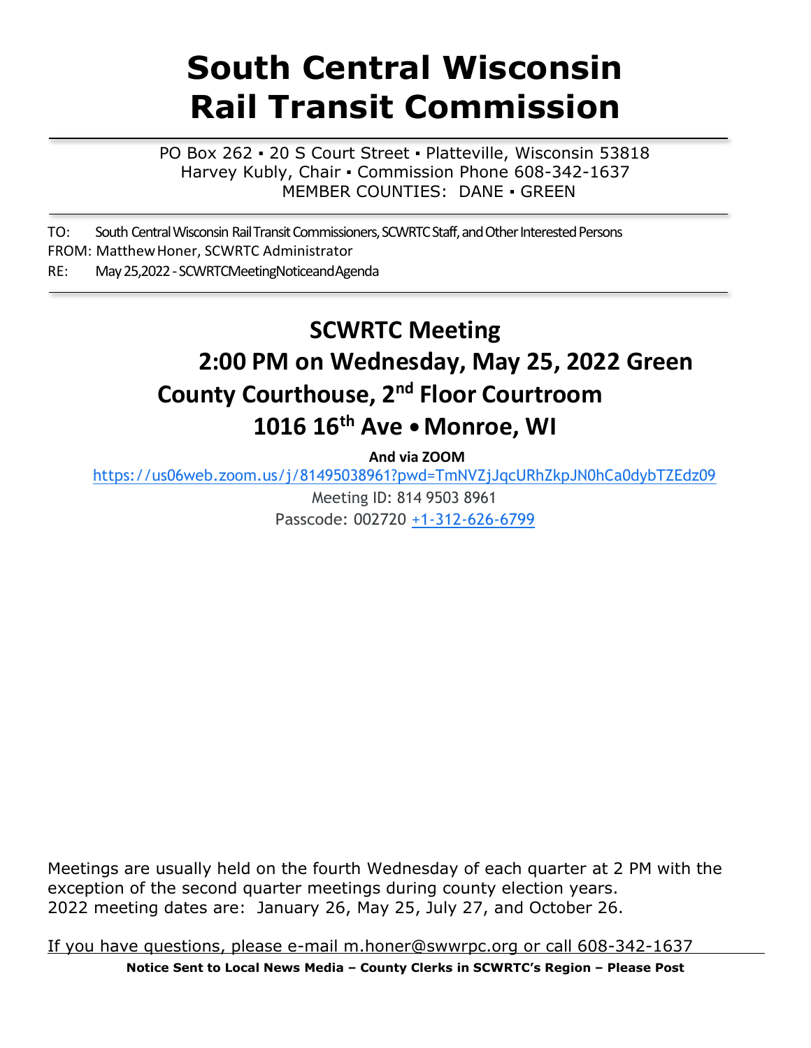# South Central Wisconsin Rail Transit Commission

PO Box 262 ▪ 20 S Court Street ▪ Platteville, Wisconsin 53818
Harvey Kubly, Chair ▪ Commission Phone 608-342-1637
MEMBER COUNTIES: DANE ▪ GREEN

---

TO: South Central Wisconsin Rail Transit Commissioners, SCWRTC Staff, and Other Interested Persons
FROM: Matthew Honer, SCWRTC Administrator
RE: May 25, 2022 - SCWRTC Meeting Notice and Agenda

---

## SCWRTC Meeting

## 2:00 PM on Wednesday, May 25, 2022 Green County Courthouse, 2nd Floor Courtroom

## 1016 16th Ave • Monroe, WI

**And via ZOOM**

https://us06web.zoom.us/j/81495038961?pwd=TmNVZjJqcURhZkpJN0hCa0dybTZEdz09

Meeting ID: 814 9503 8961

Passcode: 002720 +1-312-626-6799

Meetings are usually held on the fourth Wednesday of each quarter at 2 PM with the exception of the second quarter meetings during county election years.
2022 meeting dates are: January 26, May 25, July 27, and October 26.

If you have questions, please e-mail m.honer@swwrpc.org or call 608-342-1637

**Notice Sent to Local News Media – County Clerks in SCWRTC's Region – Please Post**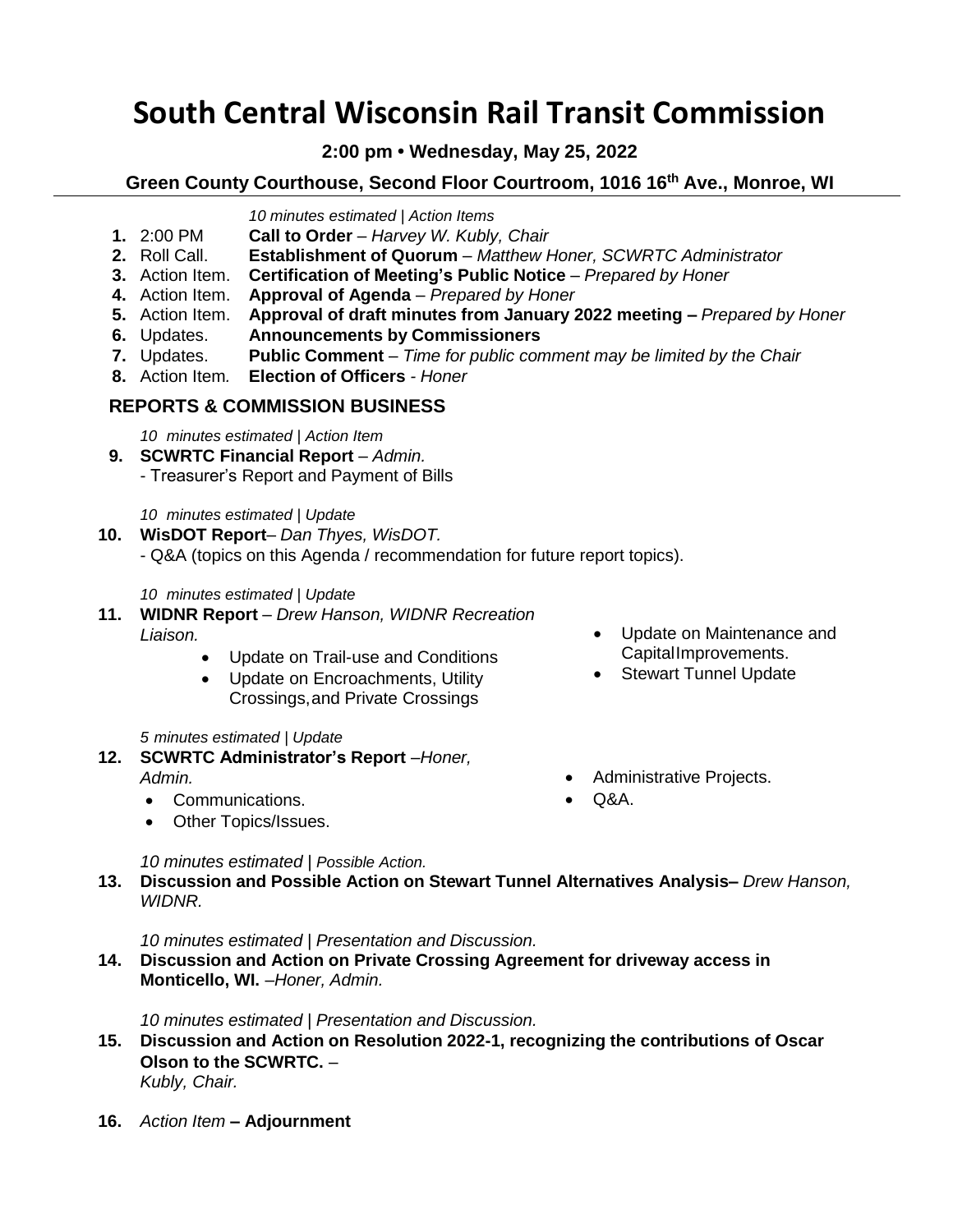# South Central Wisconsin Rail Transit Commission

**2:00 pm • Wednesday, May 25, 2022**

**Green County Courthouse, Second Floor Courtroom, 1016 16th Ave., Monroe, WI**

*10 minutes estimated | Action Items*

1. 2:00 PM **Call to Order** – *Harvey W. Kubly, Chair*
2. Roll Call. **Establishment of Quorum** – *Matthew Honer, SCWRTC Administrator*
3. Action Item. **Certification of Meeting's Public Notice** – *Prepared by Honer*
4. Action Item. **Approval of Agenda** – *Prepared by Honer*
5. Action Item. **Approval of draft minutes from January 2022 meeting –** *Prepared by Honer*
6. Updates. **Announcements by Commissioners**
7. Updates. **Public Comment** – *Time for public comment may be limited by the Chair*
8. Action Item. **Election of Officers** - *Honer*

## REPORTS & COMMISSION BUSINESS

*10 minutes estimated | Action Item*

9. **SCWRTC Financial Report** – *Admin.*
   - Treasurer's Report and Payment of Bills

*10 minutes estimated | Update*

10. **WisDOT Report**– *Dan Thyes, WisDOT.*
    - Q&A (topics on this Agenda / recommendation for future report topics).

*10 minutes estimated | Update*

11. **WIDNR Report** – *Drew Hanson, WIDNR Recreation Liaison.*
    - Update on Trail-use and Conditions
    - Update on Encroachments, Utility Crossings, and Private Crossings
    - Update on Maintenance and Capital Improvements.
    - Stewart Tunnel Update

*5 minutes estimated | Update*

12. **SCWRTC Administrator's Report** –*Honer, Admin.*
    - Communications.
    - Other Topics/Issues.
    - Administrative Projects.
    - Q&A.

*10 minutes estimated | Possible Action.*

13. **Discussion and Possible Action on Stewart Tunnel Alternatives Analysis–** *Drew Hanson, WIDNR.*

*10 minutes estimated | Presentation and Discussion.*

14. **Discussion and Action on Private Crossing Agreement for driveway access in Monticello, WI.** *–Honer, Admin.*

*10 minutes estimated | Presentation and Discussion.*

15. **Discussion and Action on Resolution 2022-1, recognizing the contributions of Oscar Olson to the SCWRTC.** –
    *Kubly, Chair.*

16. *Action Item* **– Adjournment**